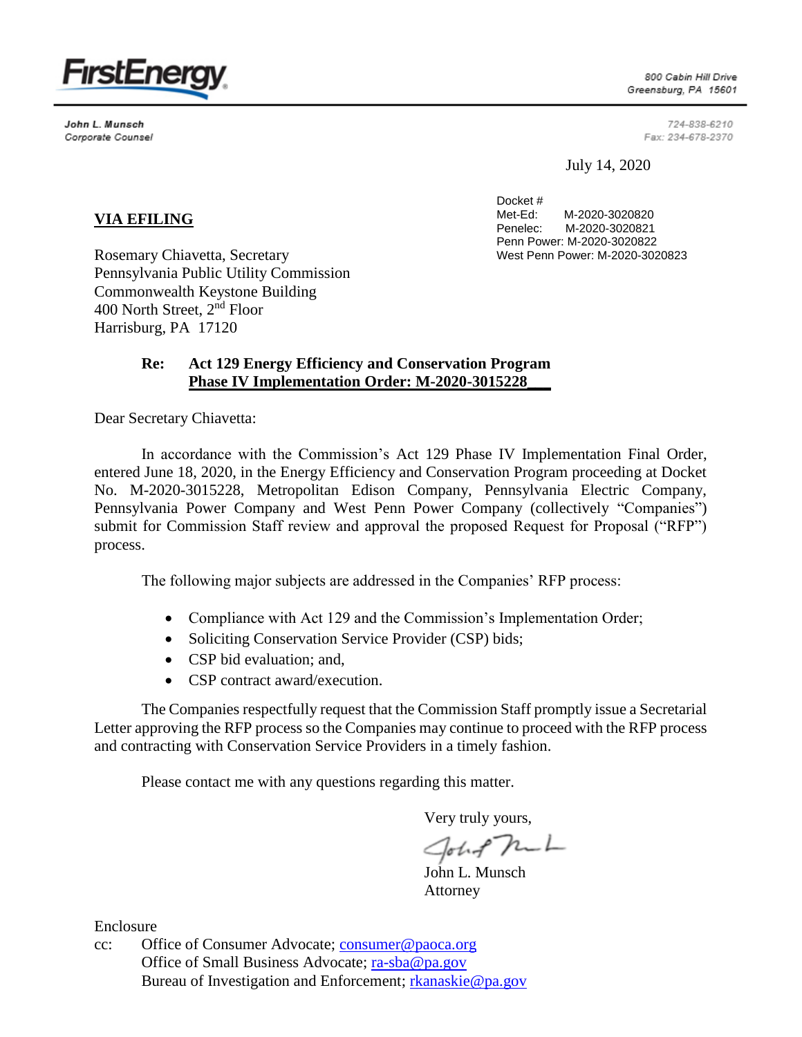FirstEnergy

800 Cabin Hill Drive
Greensburg, PA 15601

John L. Munsch
Corporate Counsel

724-838-6210
Fax: 234-678-2370

July 14, 2020

Docket #
Met-Ed: M-2020-3020820
Penelec: M-2020-3020821
Penn Power: M-2020-3020822
West Penn Power: M-2020-3020823

**VIA EFILING**

Rosemary Chiavetta, Secretary
Pennsylvania Public Utility Commission
Commonwealth Keystone Building
400 North Street, 2nd Floor
Harrisburg, PA 17120

**Re: Act 129 Energy Efficiency and Conservation Program Phase IV Implementation Order: M-2020-3015228**

Dear Secretary Chiavetta:

In accordance with the Commission's Act 129 Phase IV Implementation Final Order, entered June 18, 2020, in the Energy Efficiency and Conservation Program proceeding at Docket No. M-2020-3015228, Metropolitan Edison Company, Pennsylvania Electric Company, Pennsylvania Power Company and West Penn Power Company (collectively "Companies") submit for Commission Staff review and approval the proposed Request for Proposal ("RFP") process.

The following major subjects are addressed in the Companies' RFP process:

- Compliance with Act 129 and the Commission's Implementation Order;
- Soliciting Conservation Service Provider (CSP) bids;
- CSP bid evaluation; and,
- CSP contract award/execution.

The Companies respectfully request that the Commission Staff promptly issue a Secretarial Letter approving the RFP process so the Companies may continue to proceed with the RFP process and contracting with Conservation Service Providers in a timely fashion.

Please contact me with any questions regarding this matter.

Very truly yours,

John L. Munsch
Attorney

Enclosure

cc: Office of Consumer Advocate; consumer@paoca.org
Office of Small Business Advocate; ra-sba@pa.gov
Bureau of Investigation and Enforcement; rkanaskie@pa.gov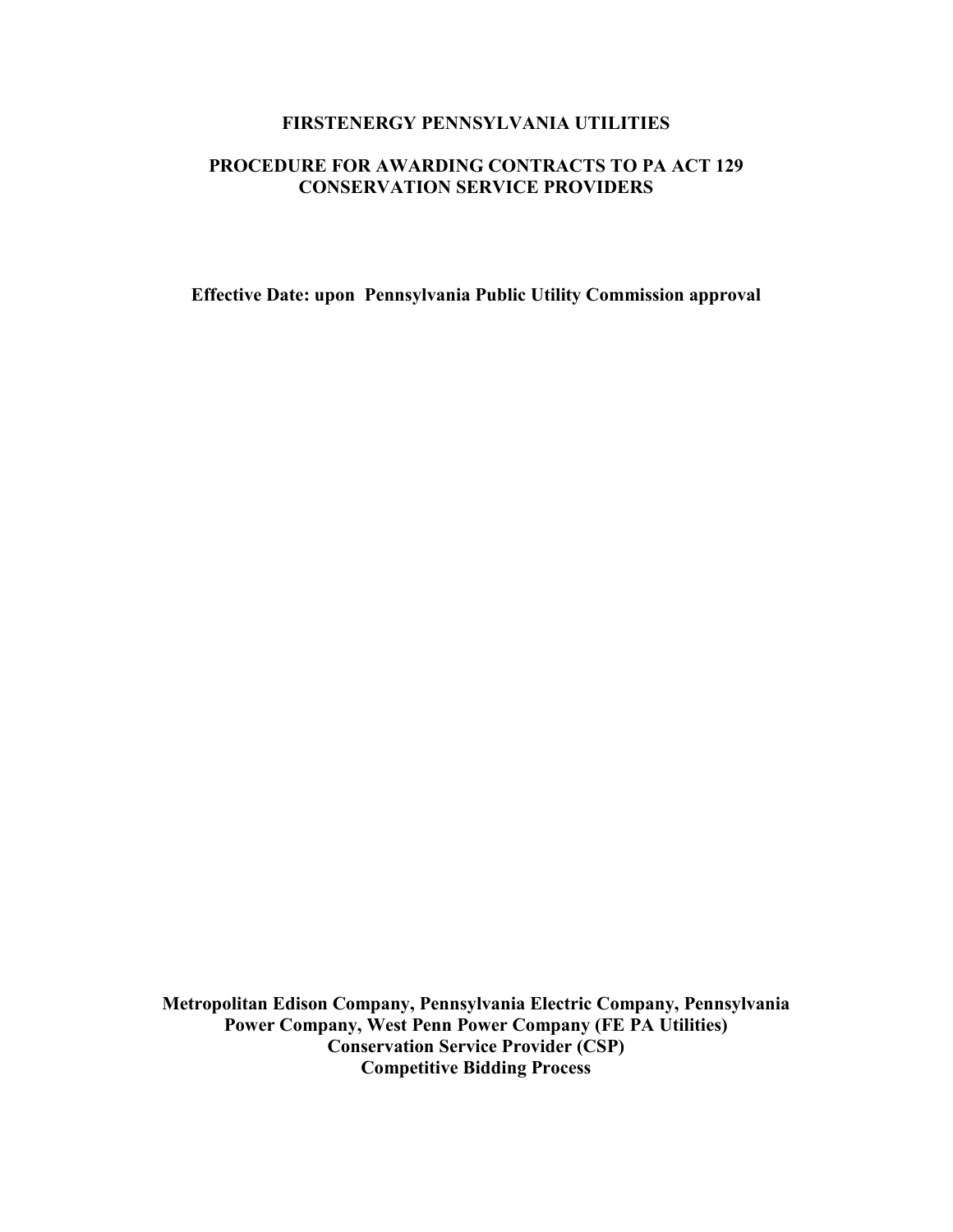**FIRSTENERGY PENNSYLVANIA UTILITIES**

**PROCEDURE FOR AWARDING CONTRACTS TO PA ACT 129 CONSERVATION SERVICE PROVIDERS**

**Effective Date: upon Pennsylvania Public Utility Commission approval**

**Metropolitan Edison Company, Pennsylvania Electric Company, Pennsylvania Power Company, West Penn Power Company (FE PA Utilities)**
**Conservation Service Provider (CSP)**
**Competitive Bidding Process**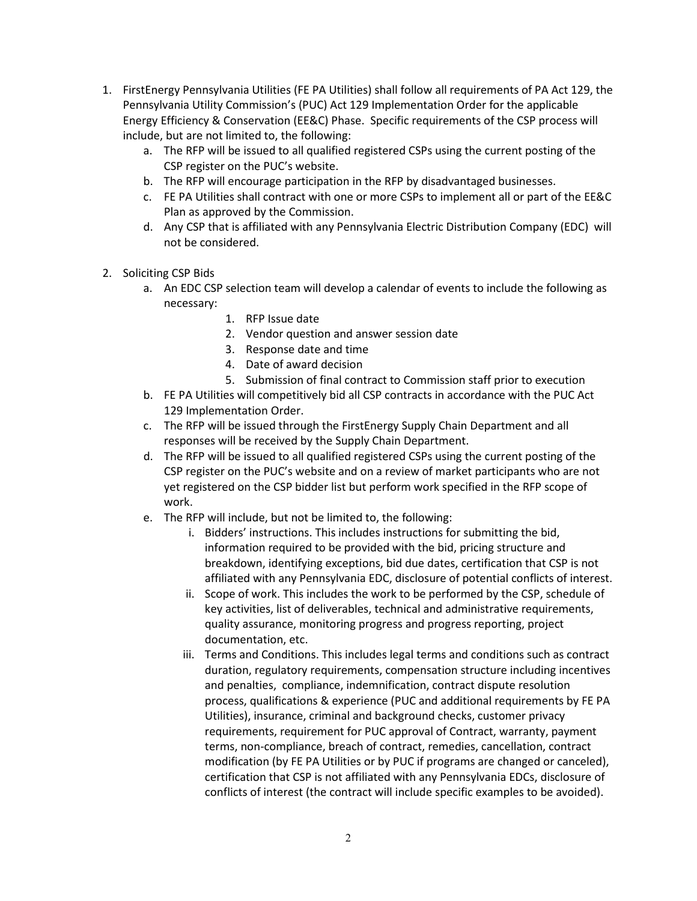1. FirstEnergy Pennsylvania Utilities (FE PA Utilities) shall follow all requirements of PA Act 129, the Pennsylvania Utility Commission's (PUC) Act 129 Implementation Order for the applicable Energy Efficiency & Conservation (EE&C) Phase. Specific requirements of the CSP process will include, but are not limited to, the following:
   a. The RFP will be issued to all qualified registered CSPs using the current posting of the CSP register on the PUC's website.
   b. The RFP will encourage participation in the RFP by disadvantaged businesses.
   c. FE PA Utilities shall contract with one or more CSPs to implement all or part of the EE&C Plan as approved by the Commission.
   d. Any CSP that is affiliated with any Pennsylvania Electric Distribution Company (EDC) will not be considered.

2. Soliciting CSP Bids
   a. An EDC CSP selection team will develop a calendar of events to include the following as necessary:
      1. RFP Issue date
      2. Vendor question and answer session date
      3. Response date and time
      4. Date of award decision
      5. Submission of final contract to Commission staff prior to execution
   b. FE PA Utilities will competitively bid all CSP contracts in accordance with the PUC Act 129 Implementation Order.
   c. The RFP will be issued through the FirstEnergy Supply Chain Department and all responses will be received by the Supply Chain Department.
   d. The RFP will be issued to all qualified registered CSPs using the current posting of the CSP register on the PUC's website and on a review of market participants who are not yet registered on the CSP bidder list but perform work specified in the RFP scope of work.
   e. The RFP will include, but not be limited to, the following:
      i. Bidders' instructions. This includes instructions for submitting the bid, information required to be provided with the bid, pricing structure and breakdown, identifying exceptions, bid due dates, certification that CSP is not affiliated with any Pennsylvania EDC, disclosure of potential conflicts of interest.
      ii. Scope of work. This includes the work to be performed by the CSP, schedule of key activities, list of deliverables, technical and administrative requirements, quality assurance, monitoring progress and progress reporting, project documentation, etc.
      iii. Terms and Conditions. This includes legal terms and conditions such as contract duration, regulatory requirements, compensation structure including incentives and penalties, compliance, indemnification, contract dispute resolution process, qualifications & experience (PUC and additional requirements by FE PA Utilities), insurance, criminal and background checks, customer privacy requirements, requirement for PUC approval of Contract, warranty, payment terms, non-compliance, breach of contract, remedies, cancellation, contract modification (by FE PA Utilities or by PUC if programs are changed or canceled), certification that CSP is not affiliated with any Pennsylvania EDCs, disclosure of conflicts of interest (the contract will include specific examples to be avoided).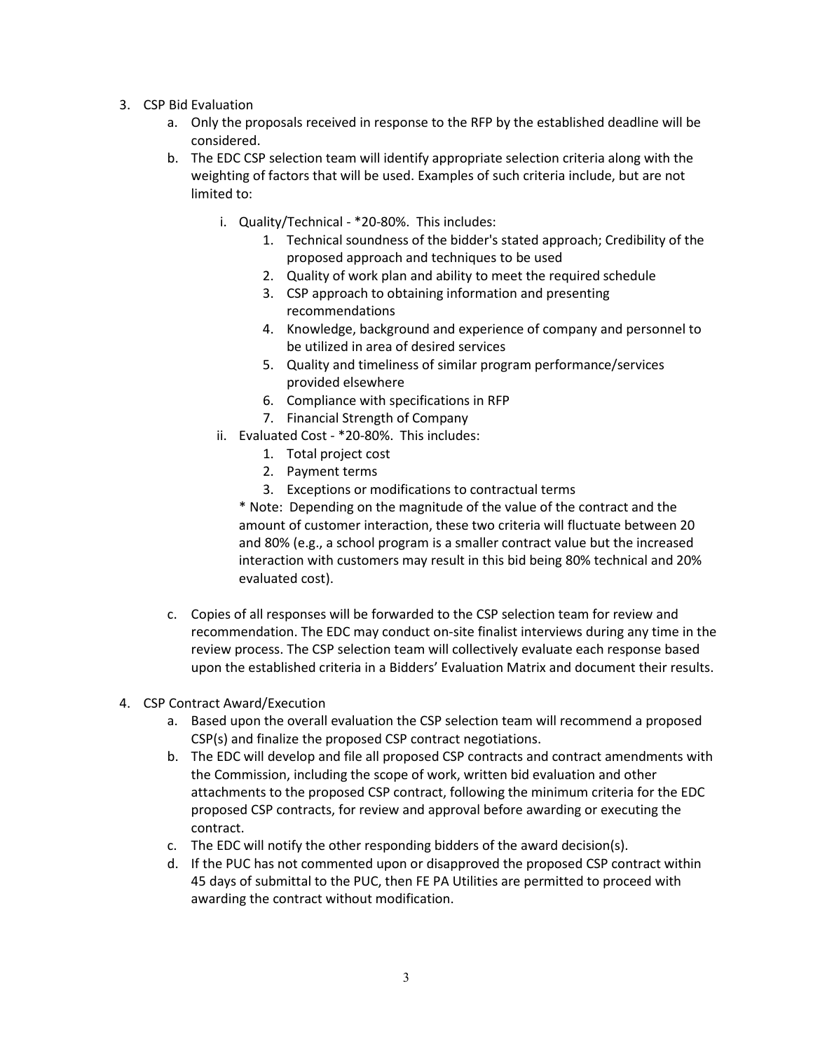3. CSP Bid Evaluation
    a. Only the proposals received in response to the RFP by the established deadline will be considered.
    b. The EDC CSP selection team will identify appropriate selection criteria along with the weighting of factors that will be used. Examples of such criteria include, but are not limited to:
        i. Quality/Technical - *20-80%. This includes:
            1. Technical soundness of the bidder's stated approach; Credibility of the proposed approach and techniques to be used
            2. Quality of work plan and ability to meet the required schedule
            3. CSP approach to obtaining information and presenting recommendations
            4. Knowledge, background and experience of company and personnel to be utilized in area of desired services
            5. Quality and timeliness of similar program performance/services provided elsewhere
            6. Compliance with specifications in RFP
            7. Financial Strength of Company
        ii. Evaluated Cost - *20-80%. This includes:
            1. Total project cost
            2. Payment terms
            3. Exceptions or modifications to contractual terms

        * Note: Depending on the magnitude of the value of the contract and the amount of customer interaction, these two criteria will fluctuate between 20 and 80% (e.g., a school program is a smaller contract value but the increased interaction with customers may result in this bid being 80% technical and 20% evaluated cost).
    c. Copies of all responses will be forwarded to the CSP selection team for review and recommendation. The EDC may conduct on-site finalist interviews during any time in the review process. The CSP selection team will collectively evaluate each response based upon the established criteria in a Bidders' Evaluation Matrix and document their results.
4. CSP Contract Award/Execution
    a. Based upon the overall evaluation the CSP selection team will recommend a proposed CSP(s) and finalize the proposed CSP contract negotiations.
    b. The EDC will develop and file all proposed CSP contracts and contract amendments with the Commission, including the scope of work, written bid evaluation and other attachments to the proposed CSP contract, following the minimum criteria for the EDC proposed CSP contracts, for review and approval before awarding or executing the contract.
    c. The EDC will notify the other responding bidders of the award decision(s).
    d. If the PUC has not commented upon or disapproved the proposed CSP contract within 45 days of submittal to the PUC, then FE PA Utilities are permitted to proceed with awarding the contract without modification.